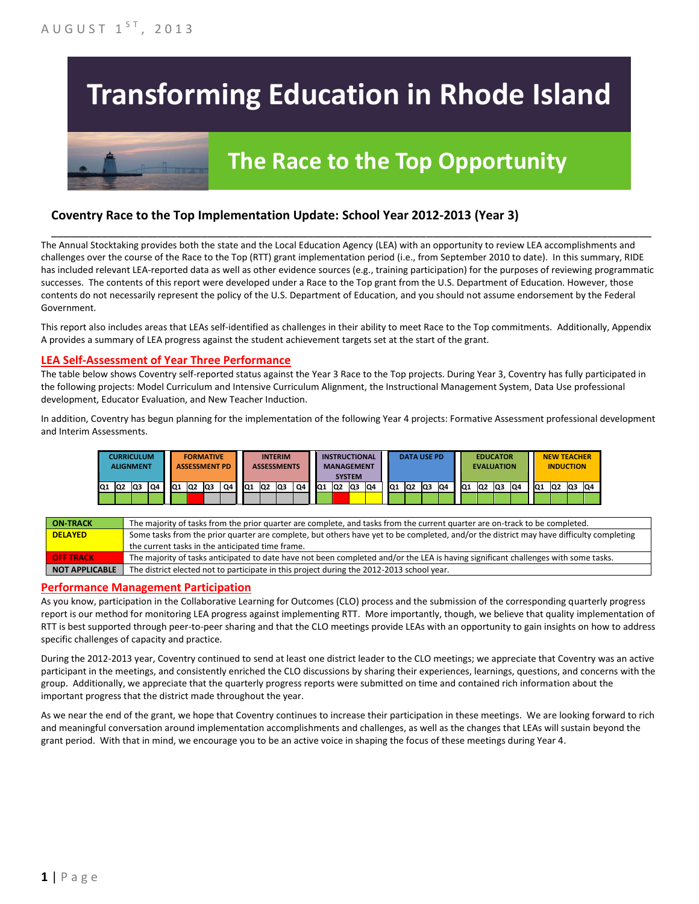AUGUST 1ST, 2013

# Transforming Education in Rhode Island

## The Race to the Top Opportunity

### Coventry Race to the Top Implementation Update: School Year 2012-2013 (Year 3)

The Annual Stocktaking provides both the state and the Local Education Agency (LEA) with an opportunity to review LEA accomplishments and challenges over the course of the Race to the Top (RTT) grant implementation period (i.e., from September 2010 to date). In this summary, RIDE has included relevant LEA-reported data as well as other evidence sources (e.g., training participation) for the purposes of reviewing programmatic successes. The contents of this report were developed under a Race to the Top grant from the U.S. Department of Education. However, those contents do not necessarily represent the policy of the U.S. Department of Education, and you should not assume endorsement by the Federal Government.

This report also includes areas that LEAs self-identified as challenges in their ability to meet Race to the Top commitments. Additionally, Appendix A provides a summary of LEA progress against the student achievement targets set at the start of the grant.

## LEA Self-Assessment of Year Three Performance

The table below shows Coventry self-reported status against the Year 3 Race to the Top projects. During Year 3, Coventry has fully participated in the following projects: Model Curriculum and Intensive Curriculum Alignment, the Instructional Management System, Data Use professional development, Educator Evaluation, and New Teacher Induction.

In addition, Coventry has begun planning for the implementation of the following Year 4 projects: Formative Assessment professional development and Interim Assessments.

| Project | Q1 | Q2 | Q3 | Q4 |
|---|---|---|---|---|
| CURRICULUM ALIGNMENT | On-Track | On-Track | On-Track | On-Track |
| FORMATIVE ASSESSMENT PD | On-Track | Off Track | Not Applicable | Not Applicable |
| INTERIM ASSESSMENTS | Not Applicable | Not Applicable | Not Applicable | Not Applicable |
| INSTRUCTIONAL MANAGEMENT SYSTEM | On-Track | Off Track | Delayed | Delayed |
| DATA USE PD | On-Track | On-Track | On-Track | On-Track |
| EDUCATOR EVALUATION | On-Track | On-Track | On-Track | On-Track |
| NEW TEACHER INDUCTION | On-Track | On-Track | On-Track | On-Track |

| Status | Description |
|---|---|
| ON-TRACK | The majority of tasks from the prior quarter are complete, and tasks from the current quarter are on-track to be completed. |
| DELAYED | Some tasks from the prior quarter are complete, but others have yet to be completed, and/or the district may have difficulty completing the current tasks in the anticipated time frame. |
| OFF TRACK | The majority of tasks anticipated to date have not been completed and/or the LEA is having significant challenges with some tasks. |
| NOT APPLICABLE | The district elected not to participate in this project during the 2012-2013 school year. |

## Performance Management Participation

As you know, participation in the Collaborative Learning for Outcomes (CLO) process and the submission of the corresponding quarterly progress report is our method for monitoring LEA progress against implementing RTT. More importantly, though, we believe that quality implementation of RTT is best supported through peer-to-peer sharing and that the CLO meetings provide LEAs with an opportunity to gain insights on how to address specific challenges of capacity and practice.

During the 2012-2013 year, Coventry continued to send at least one district leader to the CLO meetings; we appreciate that Coventry was an active participant in the meetings, and consistently enriched the CLO discussions by sharing their experiences, learnings, questions, and concerns with the group. Additionally, we appreciate that the quarterly progress reports were submitted on time and contained rich information about the important progress that the district made throughout the year.

As we near the end of the grant, we hope that Coventry continues to increase their participation in these meetings. We are looking forward to rich and meaningful conversation around implementation accomplishments and challenges, as well as the changes that LEAs will sustain beyond the grant period. With that in mind, we encourage you to be an active voice in shaping the focus of these meetings during Year 4.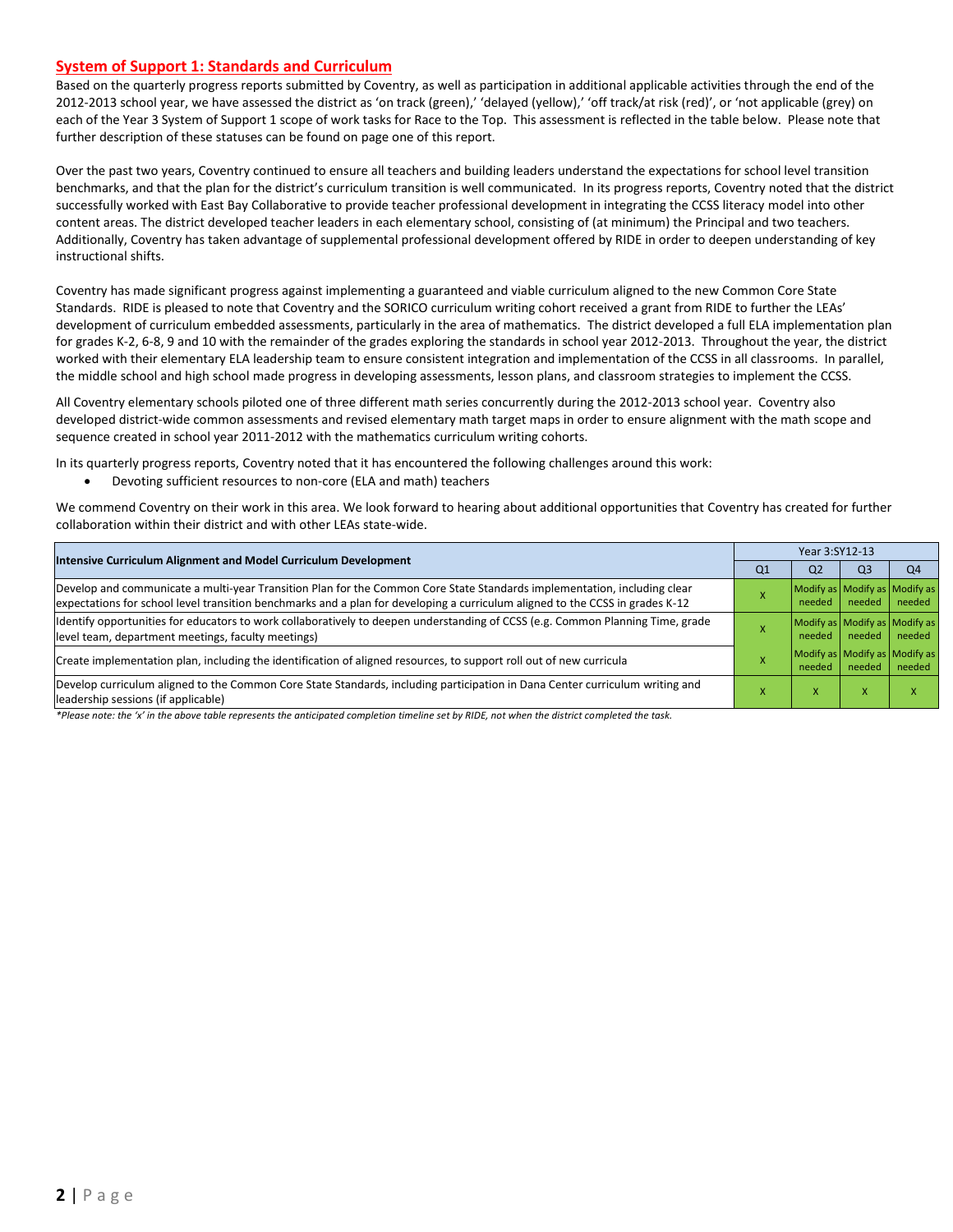## System of Support 1: Standards and Curriculum

Based on the quarterly progress reports submitted by Coventry, as well as participation in additional applicable activities through the end of the 2012-2013 school year, we have assessed the district as 'on track (green),' 'delayed (yellow),' 'off track/at risk (red)', or 'not applicable (grey) on each of the Year 3 System of Support 1 scope of work tasks for Race to the Top. This assessment is reflected in the table below. Please note that further description of these statuses can be found on page one of this report.

Over the past two years, Coventry continued to ensure all teachers and building leaders understand the expectations for school level transition benchmarks, and that the plan for the district's curriculum transition is well communicated. In its progress reports, Coventry noted that the district successfully worked with East Bay Collaborative to provide teacher professional development in integrating the CCSS literacy model into other content areas. The district developed teacher leaders in each elementary school, consisting of (at minimum) the Principal and two teachers. Additionally, Coventry has taken advantage of supplemental professional development offered by RIDE in order to deepen understanding of key instructional shifts.

Coventry has made significant progress against implementing a guaranteed and viable curriculum aligned to the new Common Core State Standards. RIDE is pleased to note that Coventry and the SORICO curriculum writing cohort received a grant from RIDE to further the LEAs' development of curriculum embedded assessments, particularly in the area of mathematics. The district developed a full ELA implementation plan for grades K-2, 6-8, 9 and 10 with the remainder of the grades exploring the standards in school year 2012-2013. Throughout the year, the district worked with their elementary ELA leadership team to ensure consistent integration and implementation of the CCSS in all classrooms. In parallel, the middle school and high school made progress in developing assessments, lesson plans, and classroom strategies to implement the CCSS.

All Coventry elementary schools piloted one of three different math series concurrently during the 2012-2013 school year. Coventry also developed district-wide common assessments and revised elementary math target maps in order to ensure alignment with the math scope and sequence created in school year 2011-2012 with the mathematics curriculum writing cohorts.

In its quarterly progress reports, Coventry noted that it has encountered the following challenges around this work:

- Devoting sufficient resources to non-core (ELA and math) teachers

We commend Coventry on their work in this area. We look forward to hearing about additional opportunities that Coventry has created for further collaboration within their district and with other LEAs state-wide.

| Intensive Curriculum Alignment and Model Curriculum Development | Year 3:SY12-13 | | | |
|---|---|---|---|---|
| | Q1 | Q2 | Q3 | Q4 |
| Develop and communicate a multi-year Transition Plan for the Common Core State Standards implementation, including clear expectations for school level transition benchmarks and a plan for developing a curriculum aligned to the CCSS in grades K-12 | X | Modify as needed | Modify as needed | Modify as needed |
| Identify opportunities for educators to work collaboratively to deepen understanding of CCSS (e.g. Common Planning Time, grade level team, department meetings, faculty meetings) | X | Modify as needed | Modify as needed | Modify as needed |
| Create implementation plan, including the identification of aligned resources, to support roll out of new curricula | X | Modify as needed | Modify as needed | Modify as needed |
| Develop curriculum aligned to the Common Core State Standards, including participation in Dana Center curriculum writing and leadership sessions (if applicable) | X | X | X | X |

*Please note: the 'x' in the above table represents the anticipated completion timeline set by RIDE, not when the district completed the task.*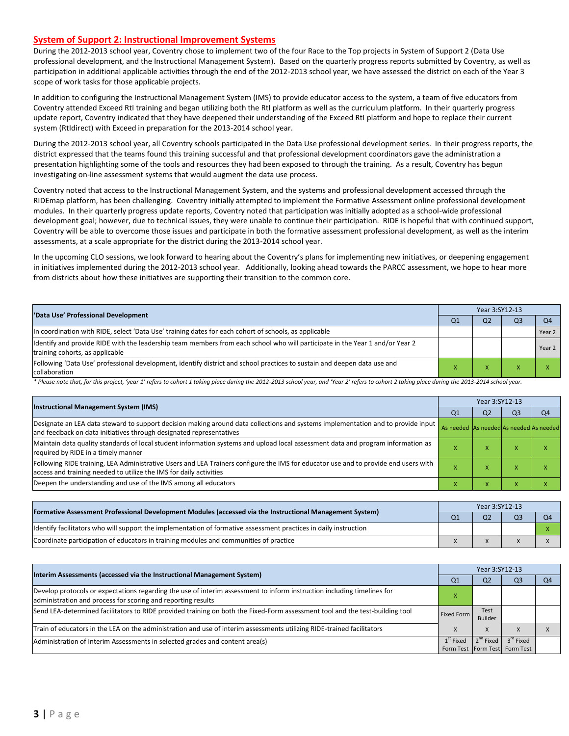## System of Support 2: Instructional Improvement Systems

During the 2012-2013 school year, Coventry chose to implement two of the four Race to the Top projects in System of Support 2 (Data Use professional development, and the Instructional Management System). Based on the quarterly progress reports submitted by Coventry, as well as participation in additional applicable activities through the end of the 2012-2013 school year, we have assessed the district on each of the Year 3 scope of work tasks for those applicable projects.

In addition to configuring the Instructional Management System (IMS) to provide educator access to the system, a team of five educators from Coventry attended Exceed RtI training and began utilizing both the RtI platform as well as the curriculum platform. In their quarterly progress update report, Coventry indicated that they have deepened their understanding of the Exceed RtI platform and hope to replace their current system (RtIdirect) with Exceed in preparation for the 2013-2014 school year.

During the 2012-2013 school year, all Coventry schools participated in the Data Use professional development series. In their progress reports, the district expressed that the teams found this training successful and that professional development coordinators gave the administration a presentation highlighting some of the tools and resources they had been exposed to through the training. As a result, Coventry has begun investigating on-line assessment systems that would augment the data use process.

Coventry noted that access to the Instructional Management System, and the systems and professional development accessed through the RIDEmap platform, has been challenging. Coventry initially attempted to implement the Formative Assessment online professional development modules. In their quarterly progress update report, Coventry noted that participation was initially adopted as a school-wide professional development goal; however, due to technical issues, they were unable to continue their participation. RIDE is hopeful that with continued support, Coventry will be able to overcome those issues and participate in both the formative assessment professional development, as well as the interim assessments, at a scale appropriate for the district during the 2013-2014 school year.

In the upcoming CLO sessions, we look forward to hearing about the Coventry's plans for implementing new initiatives, or deepening engagement in initiatives implemented during the 2012-2013 school year. Additionally, looking ahead towards the PARCC assessment, we hope to hear more from districts about how these initiatives are supporting their transition to the common core.

| 'Data Use' Professional Development | Year 3:SY12-13 | | | |
|---|---|---|---|---|
| | Q1 | Q2 | Q3 | Q4 |
| In coordination with RIDE, select 'Data Use' training dates for each cohort of schools, as applicable | | | | Year 2 |
| Identify and provide RIDE with the leadership team members from each school who will participate in the Year 1 and/or Year 2 training cohorts, as applicable | | | | Year 2 |
| Following 'Data Use' professional development, identify district and school practices to sustain and deepen data use and collaboration | x | x | x | x |

*\* Please note that, for this project, 'year 1' refers to cohort 1 taking place during the 2012-2013 school year, and 'Year 2' refers to cohort 2 taking place during the 2013-2014 school year.*

| Instructional Management System (IMS) | Year 3:SY12-13 | | | |
|---|---|---|---|---|
| | Q1 | Q2 | Q3 | Q4 |
| Designate an LEA data steward to support decision making around data collections and systems implementation and to provide input and feedback on data initiatives through designated representatives | As needed | As needed | As needed | As needed |
| Maintain data quality standards of local student information systems and upload local assessment data and program information as required by RIDE in a timely manner | x | x | x | x |
| Following RIDE training, LEA Administrative Users and LEA Trainers configure the IMS for educator use and to provide end users with access and training needed to utilize the IMS for daily activities | x | x | x | x |
| Deepen the understanding and use of the IMS among all educators | x | x | x | x |

| Formative Assessment Professional Development Modules (accessed via the Instructional Management System) | Year 3:SY12-13 | | | |
|---|---|---|---|---|
| | Q1 | Q2 | Q3 | Q4 |
| Identify facilitators who will support the implementation of formative assessment practices in daily instruction | | | | x |
| Coordinate participation of educators in training modules and communities of practice | x | x | x | x |

| Interim Assessments (accessed via the Instructional Management System) | Year 3:SY12-13 | | | |
|---|---|---|---|---|
| | Q1 | Q2 | Q3 | Q4 |
| Develop protocols or expectations regarding the use of interim assessment to inform instruction including timelines for administration and process for scoring and reporting results | x | | | |
| Send LEA-determined facilitators to RIDE provided training on both the Fixed-Form assessment tool and the test-building tool | Fixed Form | Test Builder | | |
| Train of educators in the LEA on the administration and use of interim assessments utilizing RIDE-trained facilitators | x | x | x | x |
| Administration of Interim Assessments in selected grades and content area(s) | 1st Fixed Form Test | 2nd Fixed Form Test | 3rd Fixed Form Test | |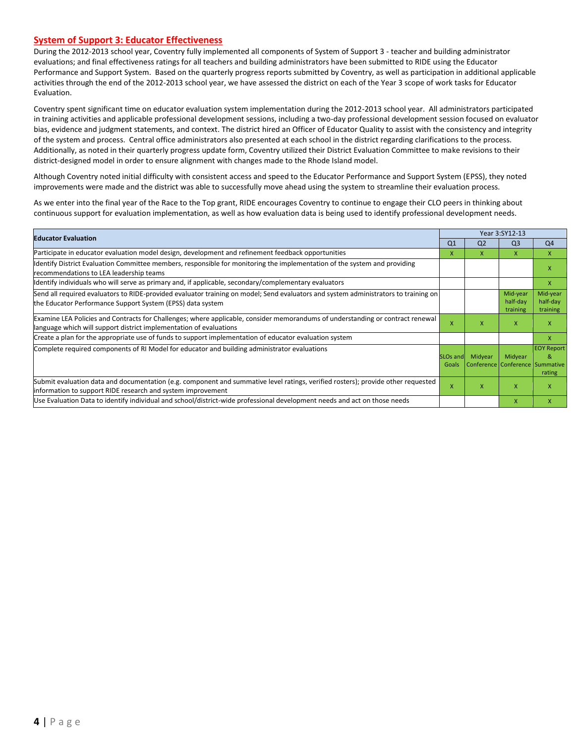## System of Support 3: Educator Effectiveness

During the 2012-2013 school year, Coventry fully implemented all components of System of Support 3 - teacher and building administrator evaluations; and final effectiveness ratings for all teachers and building administrators have been submitted to RIDE using the Educator Performance and Support System. Based on the quarterly progress reports submitted by Coventry, as well as participation in additional applicable activities through the end of the 2012-2013 school year, we have assessed the district on each of the Year 3 scope of work tasks for Educator Evaluation.

Coventry spent significant time on educator evaluation system implementation during the 2012-2013 school year. All administrators participated in training activities and applicable professional development sessions, including a two-day professional development session focused on evaluator bias, evidence and judgment statements, and context. The district hired an Officer of Educator Quality to assist with the consistency and integrity of the system and process. Central office administrators also presented at each school in the district regarding clarifications to the process. Additionally, as noted in their quarterly progress update form, Coventry utilized their District Evaluation Committee to make revisions to their district-designed model in order to ensure alignment with changes made to the Rhode Island model.

Although Coventry noted initial difficulty with consistent access and speed to the Educator Performance and Support System (EPSS), they noted improvements were made and the district was able to successfully move ahead using the system to streamline their evaluation process.

As we enter into the final year of the Race to the Top grant, RIDE encourages Coventry to continue to engage their CLO peers in thinking about continuous support for evaluation implementation, as well as how evaluation data is being used to identify professional development needs.

| Educator Evaluation | Year 3:SY12-13 | | | |
|---|---|---|---|---|
| | Q1 | Q2 | Q3 | Q4 |
| Participate in educator evaluation model design, development and refinement feedback opportunities | X | X | X | X |
| Identify District Evaluation Committee members, responsible for monitoring the implementation of the system and providing recommendations to LEA leadership teams | | | | X |
| Identify individuals who will serve as primary and, if applicable, secondary/complementary evaluators | | | | X |
| Send all required evaluators to RIDE-provided evaluator training on model; Send evaluators and system administrators to training on the Educator Performance Support System (EPSS) data system | | | Mid-year half-day training | Mid-year half-day training |
| Examine LEA Policies and Contracts for Challenges; where applicable, consider memorandums of understanding or contract renewal language which will support district implementation of evaluations | X | X | X | X |
| Create a plan for the appropriate use of funds to support implementation of educator evaluation system | | | | X |
| Complete required components of RI Model for educator and building administrator evaluations | SLOs and Goals | Midyear Conference | Midyear Conference | EOY Report & Summative rating |
| Submit evaluation data and documentation (e.g. component and summative level ratings, verified rosters); provide other requested information to support RIDE research and system improvement | X | X | X | X |
| Use Evaluation Data to identify individual and school/district-wide professional development needs and act on those needs | | | X | X |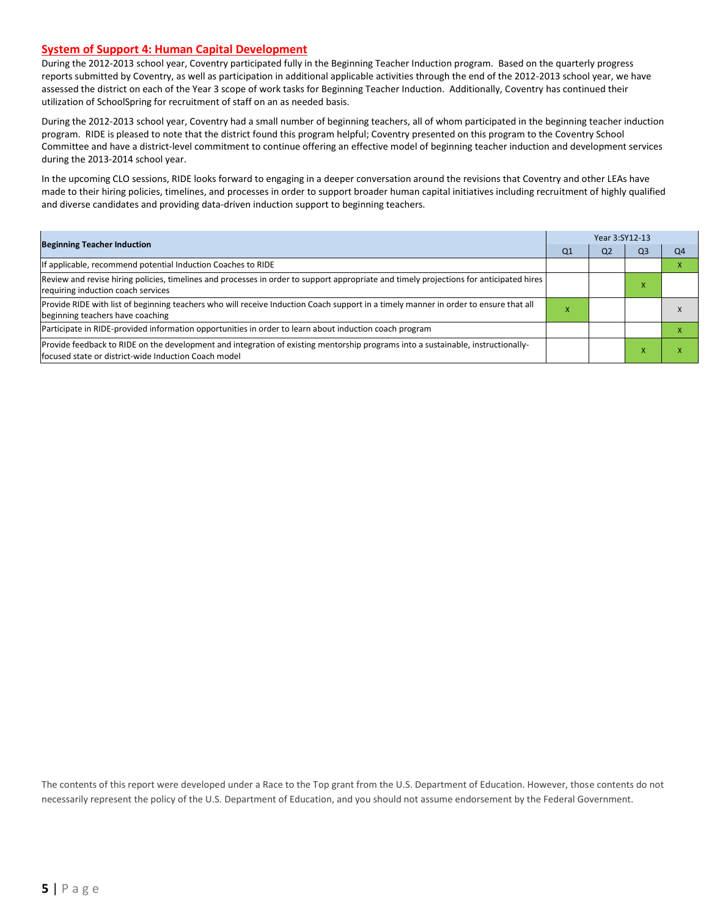## System of Support 4: Human Capital Development

During the 2012-2013 school year, Coventry participated fully in the Beginning Teacher Induction program. Based on the quarterly progress reports submitted by Coventry, as well as participation in additional applicable activities through the end of the 2012-2013 school year, we have assessed the district on each of the Year 3 scope of work tasks for Beginning Teacher Induction. Additionally, Coventry has continued their utilization of SchoolSpring for recruitment of staff on an as needed basis.

During the 2012-2013 school year, Coventry had a small number of beginning teachers, all of whom participated in the beginning teacher induction program. RIDE is pleased to note that the district found this program helpful; Coventry presented on this program to the Coventry School Committee and have a district-level commitment to continue offering an effective model of beginning teacher induction and development services during the 2013-2014 school year.

In the upcoming CLO sessions, RIDE looks forward to engaging in a deeper conversation around the revisions that Coventry and other LEAs have made to their hiring policies, timelines, and processes in order to support broader human capital initiatives including recruitment of highly qualified and diverse candidates and providing data-driven induction support to beginning teachers.

| Beginning Teacher Induction | Year 3:SY12-13 | | | |
|---|---|---|---|---|
| | Q1 | Q2 | Q3 | Q4 |
| If applicable, recommend potential Induction Coaches to RIDE | | | | X |
| Review and revise hiring policies, timelines and processes in order to support appropriate and timely projections for anticipated hires requiring induction coach services | | | X | |
| Provide RIDE with list of beginning teachers who will receive Induction Coach support in a timely manner in order to ensure that all beginning teachers have coaching | X | | | X |
| Participate in RIDE-provided information opportunities in order to learn about induction coach program | | | | X |
| Provide feedback to RIDE on the development and integration of existing mentorship programs into a sustainable, instructionally-focused state or district-wide Induction Coach model | | | X | X |

The contents of this report were developed under a Race to the Top grant from the U.S. Department of Education. However, those contents do not necessarily represent the policy of the U.S. Department of Education, and you should not assume endorsement by the Federal Government.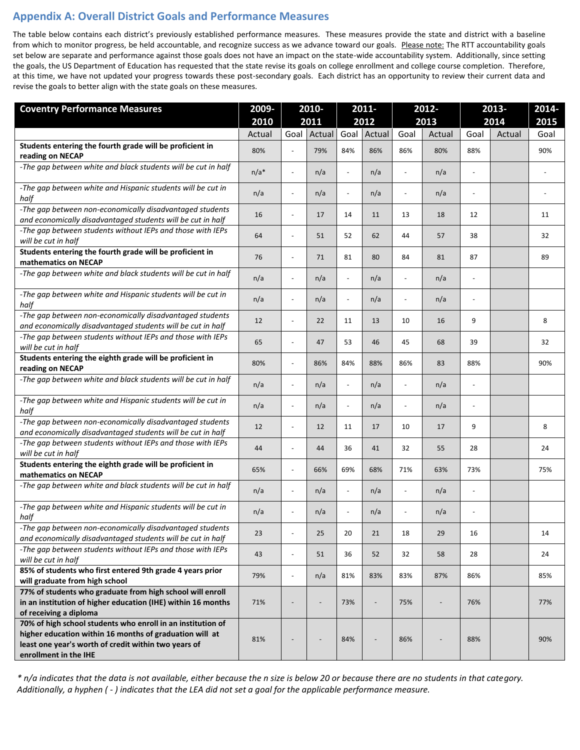## Appendix A: Overall District Goals and Performance Measures

The table below contains each district's previously established performance measures. These measures provide the state and district with a baseline from which to monitor progress, be held accountable, and recognize success as we advance toward our goals. Please note: The RTT accountability goals set below are separate and performance against those goals does not have an impact on the state-wide accountability system. Additionally, since setting the goals, the US Department of Education has requested that the state revise its goals on college enrollment and college course completion. Therefore, at this time, we have not updated your progress towards these post-secondary goals. Each district has an opportunity to review their current data and revise the goals to better align with the state goals on these measures.

| Coventry Performance Measures | 2009-2010 | 2010-2011 | | 2011-2012 | | 2012-2013 | | 2013-2014 | | 2014-2015 |
|---|---|---|---|---|---|---|---|---|---|---|
| | Actual | Goal | Actual | Goal | Actual | Goal | Actual | Goal | Actual | Goal |
| **Students entering the fourth grade will be proficient in reading on NECAP** | 80% | - | 79% | 84% | 86% | 86% | 80% | 88% | | 90% |
| *-The gap between white and black students will be cut in half* | n/a* | - | n/a | - | n/a | - | n/a | - | | - |
| *-The gap between white and Hispanic students will be cut in half* | n/a | - | n/a | - | n/a | - | n/a | - | | - |
| *-The gap between non-economically disadvantaged students and economically disadvantaged students will be cut in half* | 16 | - | 17 | 14 | 11 | 13 | 18 | 12 | | 11 |
| *-The gap between students without IEPs and those with IEPs will be cut in half* | 64 | - | 51 | 52 | 62 | 44 | 57 | 38 | | 32 |
| **Students entering the fourth grade will be proficient in mathematics on NECAP** | 76 | - | 71 | 81 | 80 | 84 | 81 | 87 | | 89 |
| *-The gap between white and black students will be cut in half* | n/a | - | n/a | - | n/a | - | n/a | - | | |
| *-The gap between white and Hispanic students will be cut in half* | n/a | - | n/a | - | n/a | - | n/a | - | | |
| *-The gap between non-economically disadvantaged students and economically disadvantaged students will be cut in half* | 12 | - | 22 | 11 | 13 | 10 | 16 | 9 | | 8 |
| *-The gap between students without IEPs and those with IEPs will be cut in half* | 65 | - | 47 | 53 | 46 | 45 | 68 | 39 | | 32 |
| **Students entering the eighth grade will be proficient in reading on NECAP** | 80% | - | 86% | 84% | 88% | 86% | 83 | 88% | | 90% |
| *-The gap between white and black students will be cut in half* | n/a | - | n/a | - | n/a | - | n/a | - | | |
| *-The gap between white and Hispanic students will be cut in half* | n/a | - | n/a | - | n/a | - | n/a | - | | |
| *-The gap between non-economically disadvantaged students and economically disadvantaged students will be cut in half* | 12 | - | 12 | 11 | 17 | 10 | 17 | 9 | | 8 |
| *-The gap between students without IEPs and those with IEPs will be cut in half* | 44 | - | 44 | 36 | 41 | 32 | 55 | 28 | | 24 |
| **Students entering the eighth grade will be proficient in mathematics on NECAP** | 65% | - | 66% | 69% | 68% | 71% | 63% | 73% | | 75% |
| *-The gap between white and black students will be cut in half* | n/a | - | n/a | - | n/a | - | n/a | - | | |
| *-The gap between white and Hispanic students will be cut in half* | n/a | - | n/a | - | n/a | - | n/a | - | | |
| *-The gap between non-economically disadvantaged students and economically disadvantaged students will be cut in half* | 23 | - | 25 | 20 | 21 | 18 | 29 | 16 | | 14 |
| *-The gap between students without IEPs and those with IEPs will be cut in half* | 43 | - | 51 | 36 | 52 | 32 | 58 | 28 | | 24 |
| **85% of students who first entered 9th grade 4 years prior will graduate from high school** | 79% | - | n/a | 81% | 83% | 83% | 87% | 86% | | 85% |
| **77% of students who graduate from high school will enroll in an institution of higher education (IHE) within 16 months of receiving a diploma** | 71% | - | - | 73% | - | 75% | - | 76% | | 77% |
| **70% of high school students who enroll in an institution of higher education within 16 months of graduation will at least one year's worth of credit within two years of enrollment in the IHE** | 81% | - | - | 84% | - | 86% | - | 88% | | 90% |

*\* n/a indicates that the data is not available, either because the n size is below 20 or because there are no students in that category. Additionally, a hyphen ( - ) indicates that the LEA did not set a goal for the applicable performance measure.*